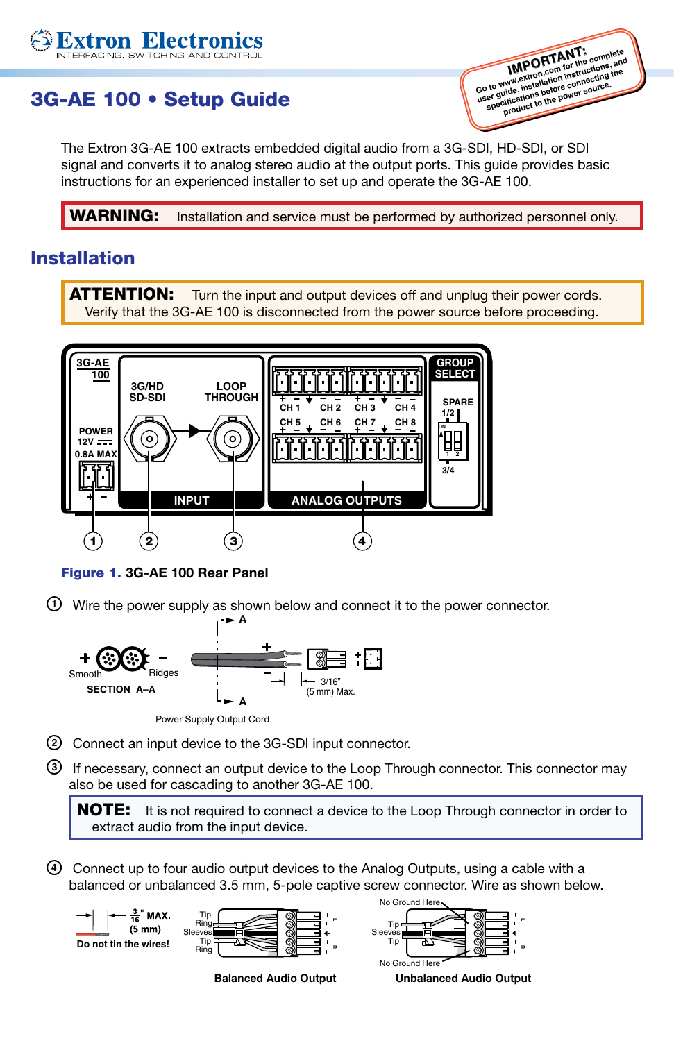# 3G-AE 100 • Setup Guide

**IMPORTANT:** Go to www.extron.com for the complete user guide, installation instructions, and specifications before connecting the product to the power source.

The Extron 3G-AE 100 extracts embedded digital audio from a 3G-SDI, HD-SDI, or SDI signal and converts it to analog stereo audio at the output ports. This guide provides basic instructions for an experienced installer to set up and operate the 3G-AE 100.

**WARNING:** Installation and service must be performed by authorized personnel only.

## Installation

**ATTENTION:** Turn the input and output devices off and unplug their power cords. Verify that the 3G-AE 100 is disconnected from the power source before proceeding.

**Figure 1.** 3G-AE 100 Rear Panel

1. Wire the power supply as shown below and connect it to the power connector.

   Power Supply Output Cord — 3/16" (5 mm) Max.

2. Connect an input device to the 3G-SDI input connector.

3. If necessary, connect an output device to the Loop Through connector. This connector may also be used for cascading to another 3G-AE 100.

   **NOTE:** It is not required to connect a device to the Loop Through connector in order to extract audio from the input device.

4. Connect up to four audio output devices to the Analog Outputs, using a cable with a balanced or unbalanced 3.5 mm, 5-pole captive screw connector. Wire as shown below.

   3/16" MAX. (5 mm) — Do not tin the wires!

   Balanced Audio Output — Unbalanced Audio Output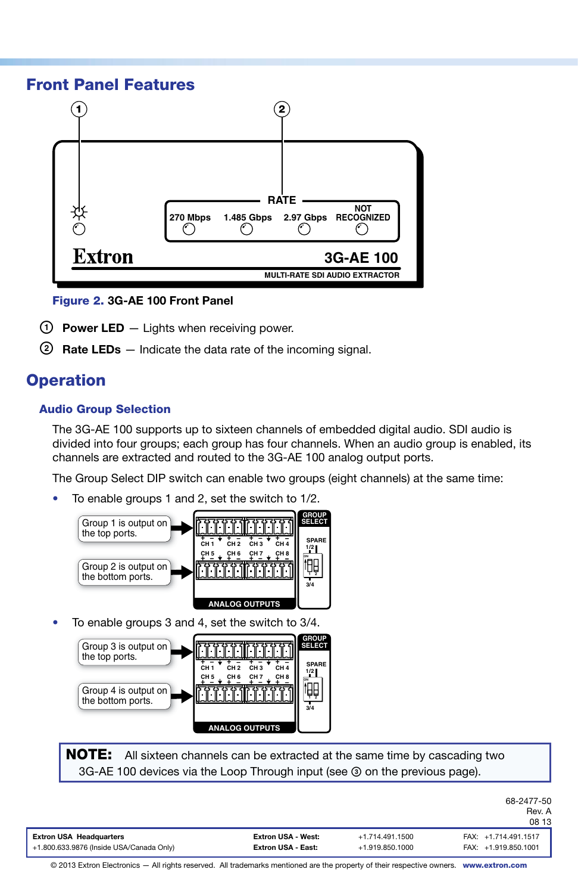## Front Panel Features

1

2

RATE

270 Mbps 1.485 Gbps 2.97 Gbps NOT RECOGNIZED

Extron 3G-AE 100

MULTI-RATE SDI AUDIO EXTRACTOR

**Figure 2.** 3G-AE 100 Front Panel

① **Power LED** — Lights when receiving power.

② **Rate LEDs** — Indicate the data rate of the incoming signal.

## Operation

### Audio Group Selection

The 3G-AE 100 supports up to sixteen channels of embedded digital audio. SDI audio is divided into four groups; each group has four channels. When an audio group is enabled, its channels are extracted and routed to the 3G-AE 100 analog output ports.

The Group Select DIP switch can enable two groups (eight channels) at the same time:

- To enable groups 1 and 2, set the switch to 1/2.

Group 1 is output on the top ports.

Group 2 is output on the bottom ports.

CH 1 CH 2 CH 3 CH 4
CH 5 CH 6 CH 7 CH 8
ANALOG OUTPUTS
GROUP SELECT
SPARE
1/2
3/4

- To enable groups 3 and 4, set the switch to 3/4.

Group 3 is output on the top ports.

Group 4 is output on the bottom ports.

CH 1 CH 2 CH 3 CH 4
CH 5 CH 6 CH 7 CH 8
ANALOG OUTPUTS
GROUP SELECT
SPARE
1/2
3/4

> **NOTE:** All sixteen channels can be extracted at the same time by cascading two 3G-AE 100 devices via the Loop Through input (see ③ on the previous page).

68-2477-50
Rev. A
08 13

| | | | |
|---|---|---|---|
| **Extron USA Headquarters** | **Extron USA - West:** | +1.714.491.1500 | FAX: +1.714.491.1517 |
| +1.800.633.9876 (Inside USA/Canada Only) | **Extron USA - East:** | +1.919.850.1000 | FAX: +1.919.850.1001 |

© 2013 Extron Electronics — All rights reserved. All trademarks mentioned are the property of their respective owners. **www.extron.com**